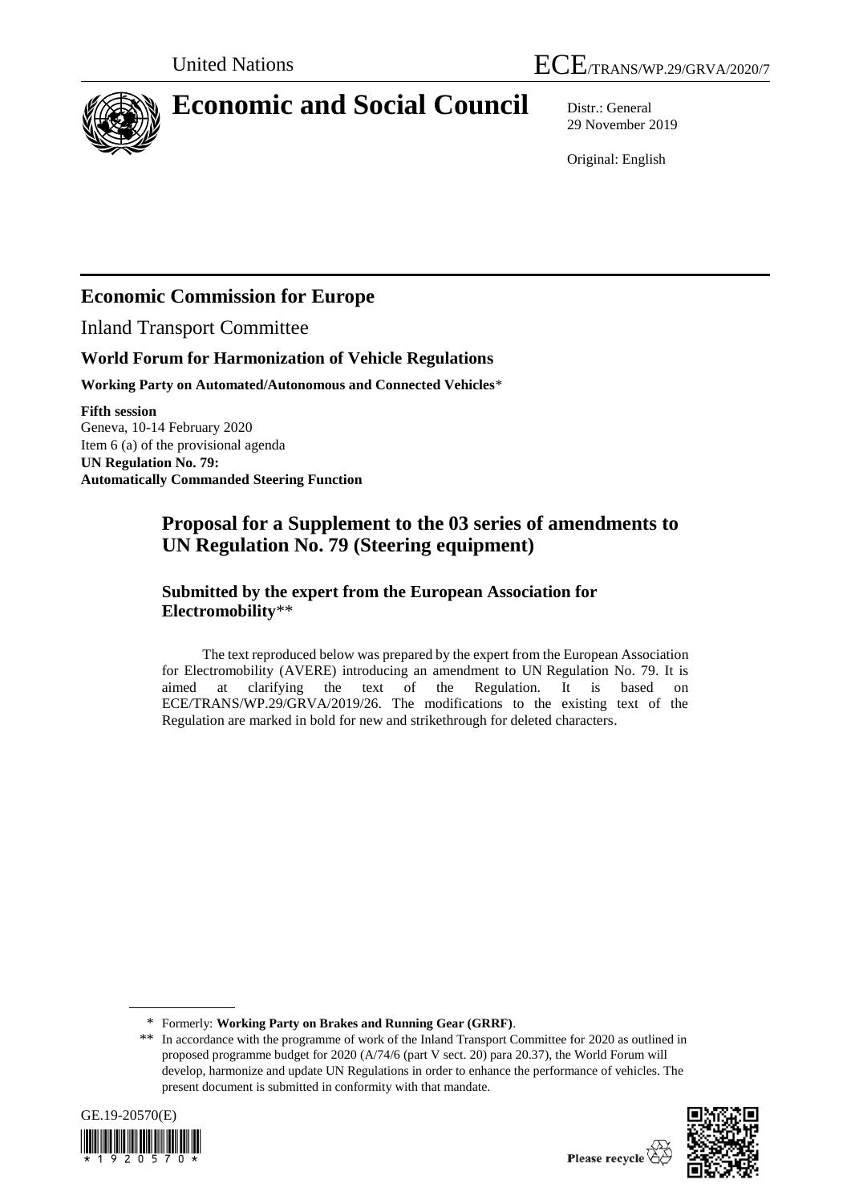United Nations

ECE/TRANS/WP.29/GRVA/2020/7

# Economic and Social Council

Distr.: General
29 November 2019

Original: English

## Economic Commission for Europe

Inland Transport Committee

### World Forum for Harmonization of Vehicle Regulations

**Working Party on Automated/Autonomous and Connected Vehicles***

**Fifth session**
Geneva, 10-14 February 2020
Item 6 (a) of the provisional agenda
**UN Regulation No. 79:**
**Automatically Commanded Steering Function**

## Proposal for a Supplement to the 03 series of amendments to UN Regulation No. 79 (Steering equipment)

### Submitted by the expert from the European Association for Electromobility**

The text reproduced below was prepared by the expert from the European Association for Electromobility (AVERE) introducing an amendment to UN Regulation No. 79. It is aimed at clarifying the text of the Regulation. It is based on ECE/TRANS/WP.29/GRVA/2019/26. The modifications to the existing text of the Regulation are marked in bold for new and strikethrough for deleted characters.

---

\* Formerly: **Working Party on Brakes and Running Gear (GRRF)**.

\*\* In accordance with the programme of work of the Inland Transport Committee for 2020 as outlined in proposed programme budget for 2020 (A/74/6 (part V sect. 20) para 20.37), the World Forum will develop, harmonize and update UN Regulations in order to enhance the performance of vehicles. The present document is submitted in conformity with that mandate.

GE.19-20570(E)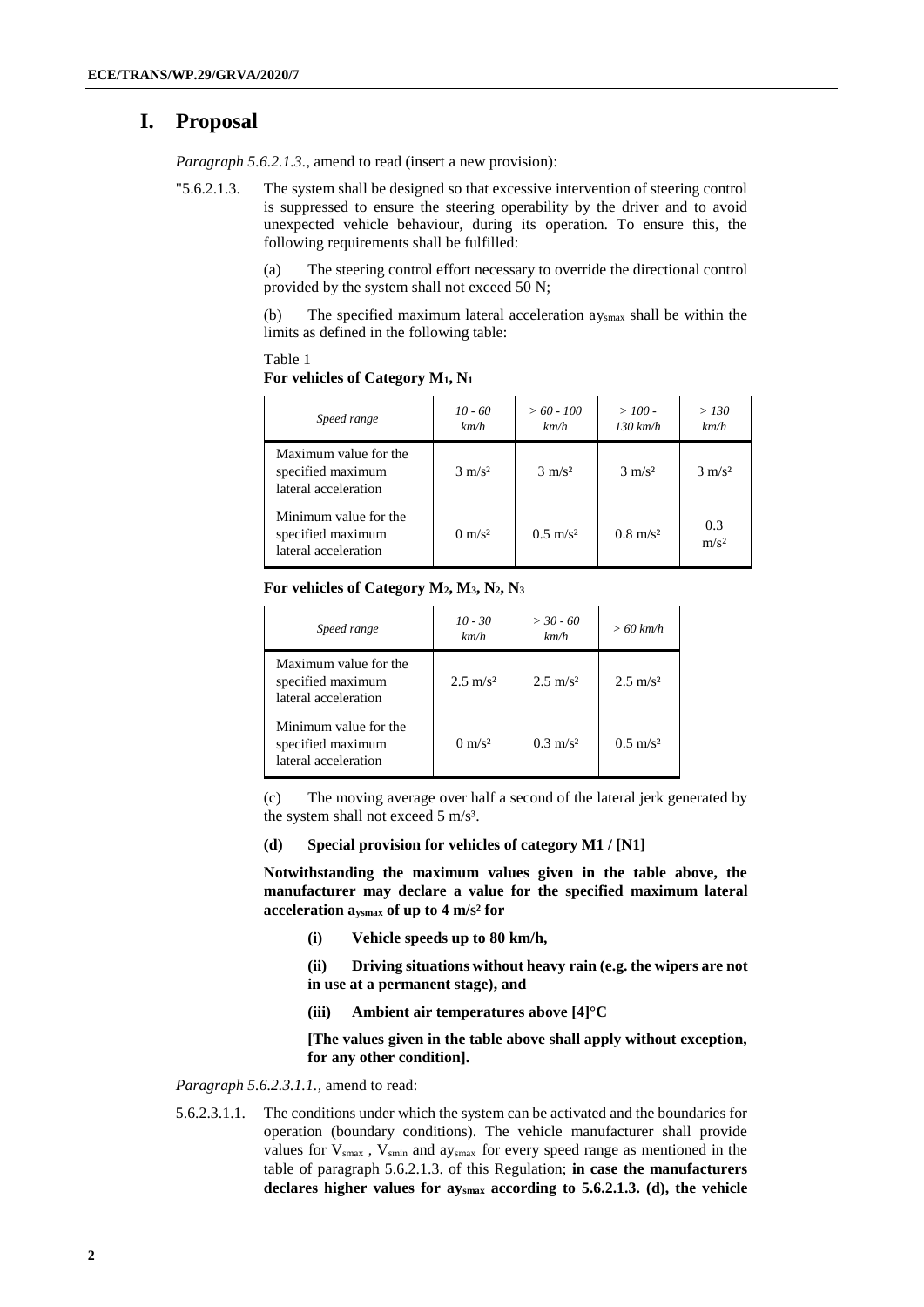# I. Proposal

*Paragraph 5.6.2.1.3.,* amend to read (insert a new provision):

"5.6.2.1.3. The system shall be designed so that excessive intervention of steering control is suppressed to ensure the steering operability by the driver and to avoid unexpected vehicle behaviour, during its operation. To ensure this, the following requirements shall be fulfilled:

(a) The steering control effort necessary to override the directional control provided by the system shall not exceed 50 N;

(b) The specified maximum lateral acceleration $ay_{smax}$ shall be within the limits as defined in the following table:

Table 1

**For vehicles of Category $M_1$, $N_1$**

| *Speed range* | *10 - 60 km/h* | *> 60 - 100 km/h* | *> 100 - 130 km/h* | *> 130 km/h* |
|---|---|---|---|---|
| Maximum value for the specified maximum lateral acceleration | 3 m/s² | 3 m/s² | 3 m/s² | 3 m/s² |
| Minimum value for the specified maximum lateral acceleration | 0 m/s² | 0.5 m/s² | 0.8 m/s² | 0.3 m/s² |

**For vehicles of Category $M_2$, $M_3$, $N_2$, $N_3$**

| *Speed range* | *10 - 30 km/h* | *> 30 - 60 km/h* | *> 60 km/h* |
|---|---|---|---|
| Maximum value for the specified maximum lateral acceleration | 2.5 m/s² | 2.5 m/s² | 2.5 m/s² |
| Minimum value for the specified maximum lateral acceleration | 0 m/s² | 0.3 m/s² | 0.5 m/s² |

(c) The moving average over half a second of the lateral jerk generated by the system shall not exceed 5 m/s³.

**(d) Special provision for vehicles of category M1 / [N1]**

**Notwithstanding the maximum values given in the table above, the manufacturer may declare a value for the specified maximum lateral acceleration $a_{ysmax}$ of up to 4 m/s² for**

**(i) Vehicle speeds up to 80 km/h,**

**(ii) Driving situations without heavy rain (e.g. the wipers are not in use at a permanent stage), and**

**(iii) Ambient air temperatures above [4]°C**

**[The values given in the table above shall apply without exception, for any other condition].**

*Paragraph 5.6.2.3.1.1.,* amend to read:

5.6.2.3.1.1. The conditions under which the system can be activated and the boundaries for operation (boundary conditions). The vehicle manufacturer shall provide values for $V_{smax}$ , $V_{smin}$ and $ay_{smax}$ for every speed range as mentioned in the table of paragraph 5.6.2.1.3. of this Regulation; **in case the manufacturers declares higher values for $ay_{smax}$ according to 5.6.2.1.3. (d), the vehicle**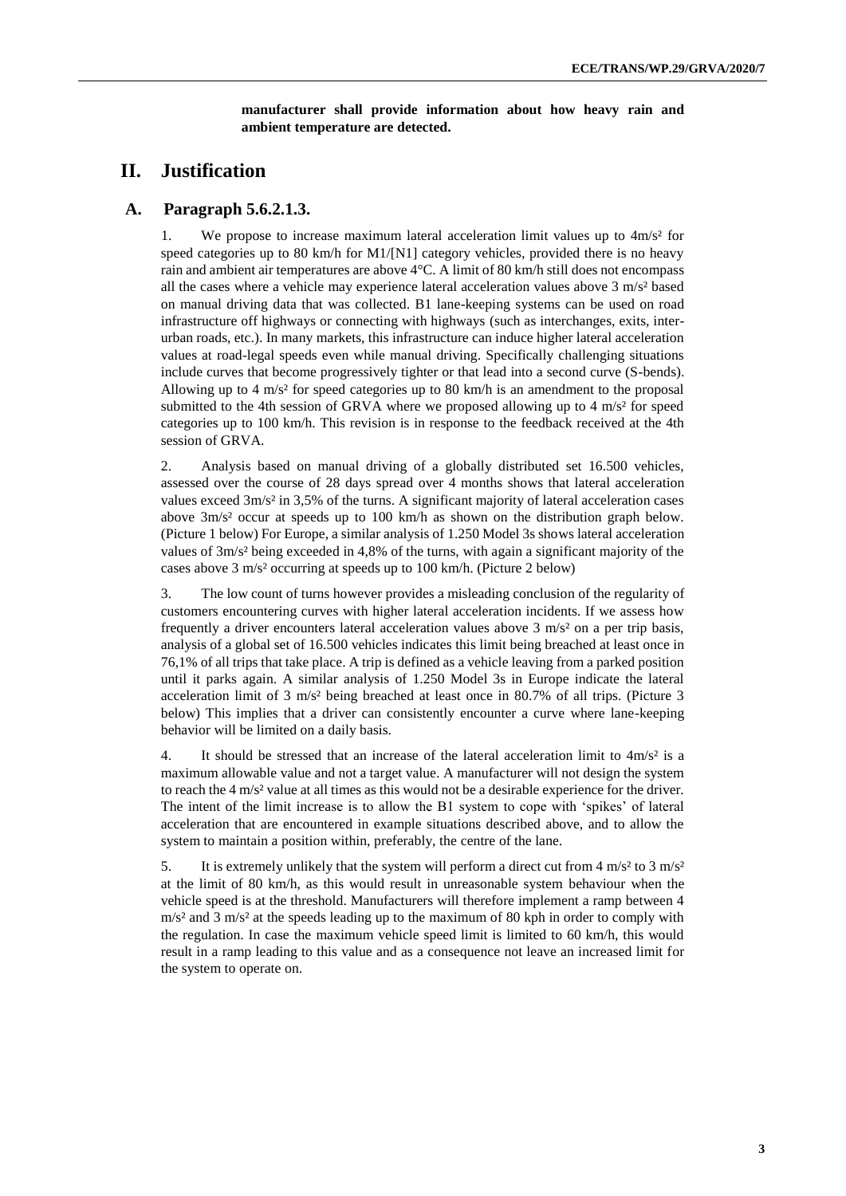**manufacturer shall provide information about how heavy rain and ambient temperature are detected.**

# II. Justification

## A. Paragraph 5.6.2.1.3.

1. We propose to increase maximum lateral acceleration limit values up to 4m/s² for speed categories up to 80 km/h for M1/[N1] category vehicles, provided there is no heavy rain and ambient air temperatures are above 4°C. A limit of 80 km/h still does not encompass all the cases where a vehicle may experience lateral acceleration values above 3 m/s² based on manual driving data that was collected. B1 lane-keeping systems can be used on road infrastructure off highways or connecting with highways (such as interchanges, exits, inter-urban roads, etc.). In many markets, this infrastructure can induce higher lateral acceleration values at road-legal speeds even while manual driving. Specifically challenging situations include curves that become progressively tighter or that lead into a second curve (S-bends). Allowing up to 4 m/s² for speed categories up to 80 km/h is an amendment to the proposal submitted to the 4th session of GRVA where we proposed allowing up to 4 m/s² for speed categories up to 100 km/h. This revision is in response to the feedback received at the 4th session of GRVA.

2. Analysis based on manual driving of a globally distributed set 16.500 vehicles, assessed over the course of 28 days spread over 4 months shows that lateral acceleration values exceed 3m/s² in 3,5% of the turns. A significant majority of lateral acceleration cases above 3m/s² occur at speeds up to 100 km/h as shown on the distribution graph below. (Picture 1 below) For Europe, a similar analysis of 1.250 Model 3s shows lateral acceleration values of 3m/s² being exceeded in 4,8% of the turns, with again a significant majority of the cases above 3 m/s² occurring at speeds up to 100 km/h. (Picture 2 below)

3. The low count of turns however provides a misleading conclusion of the regularity of customers encountering curves with higher lateral acceleration incidents. If we assess how frequently a driver encounters lateral acceleration values above 3 m/s² on a per trip basis, analysis of a global set of 16.500 vehicles indicates this limit being breached at least once in 76,1% of all trips that take place. A trip is defined as a vehicle leaving from a parked position until it parks again. A similar analysis of 1.250 Model 3s in Europe indicate the lateral acceleration limit of 3 m/s² being breached at least once in 80.7% of all trips. (Picture 3 below) This implies that a driver can consistently encounter a curve where lane-keeping behavior will be limited on a daily basis.

4. It should be stressed that an increase of the lateral acceleration limit to 4m/s² is a maximum allowable value and not a target value. A manufacturer will not design the system to reach the 4 m/s² value at all times as this would not be a desirable experience for the driver. The intent of the limit increase is to allow the B1 system to cope with 'spikes' of lateral acceleration that are encountered in example situations described above, and to allow the system to maintain a position within, preferably, the centre of the lane.

5. It is extremely unlikely that the system will perform a direct cut from 4 m/s² to 3 m/s² at the limit of 80 km/h, as this would result in unreasonable system behaviour when the vehicle speed is at the threshold. Manufacturers will therefore implement a ramp between 4 m/s² and 3 m/s² at the speeds leading up to the maximum of 80 kph in order to comply with the regulation. In case the maximum vehicle speed limit is limited to 60 km/h, this would result in a ramp leading to this value and as a consequence not leave an increased limit for the system to operate on.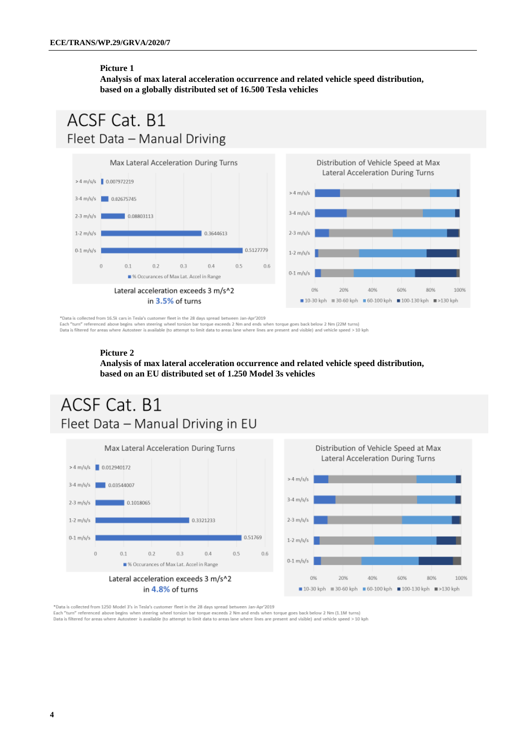**Picture 1**

**Analysis of max lateral acceleration occurrence and related vehicle speed distribution, based on a globally distributed set of 16.500 Tesla vehicles**

ACSF Cat. B1

Fleet Data – Manual Driving

Max Lateral Acceleration During Turns

| Range | % Occurances of Max Lat. Accel in Range |
|---|---|
| > 4 m/s/s | 0.007972219 |
| 3-4 m/s/s | 0.02675745 |
| 2-3 m/s/s | 0.08803113 |
| 1-2 m/s/s | 0.3644613 |
| 0-1 m/s/s | 0.5127779 |

Lateral acceleration exceeds 3 m/s^2 in 3.5% of turns

Distribution of Vehicle Speed at Max Lateral Acceleration During Turns

(10-30 kph, 30-60 kph, 60-100 kph, 100-130 kph, >130 kph; 0% – 100%)

*Data is collected from 16.5k cars in Tesla's customer fleet in the 28 days spread between Jan-Apr'2019

Each "turn" referenced above begins when steering wheel torsion bar torque exceeds 2 Nm and ends when torque goes back below 2 Nm (22M turns)

Data is filtered for areas where Autosteer is available (to attempt to limit data to areas lane where lines are present and visible) and vehicle speed > 10 kph

**Picture 2**

**Analysis of max lateral acceleration occurrence and related vehicle speed distribution, based on an EU distributed set of 1.250 Model 3s vehicles**

ACSF Cat. B1

Fleet Data – Manual Driving in EU

Max Lateral Acceleration During Turns

| Range | % Occurances of Max Lat. Accel in Range |
|---|---|
| > 4 m/s/s | 0.012940172 |
| 3-4 m/s/s | 0.03544007 |
| 2-3 m/s/s | 0.1018065 |
| 1-2 m/s/s | 0.3321233 |
| 0-1 m/s/s | 0.51769 |

Lateral acceleration exceeds 3 m/s^2 in 4.8% of turns

Distribution of Vehicle Speed at Max Lateral Acceleration During Turns

(10-30 kph, 30-60 kph, 60-100 kph, 100-130 kph, >130 kph; 0% – 100%)

*Data is collected from 1250 Model 3's in Tesla's customer fleet in the 28 days spread between Jan-Apr'2019

Each "turn" referenced above begins when steering wheel torsion bar torque exceeds 2 Nm and ends when torque goes back below 2 Nm (1.1M turns)

Data is filtered for areas where Autosteer is available (to attempt to limit data to areas lane where lines are present and visible) and vehicle speed > 10 kph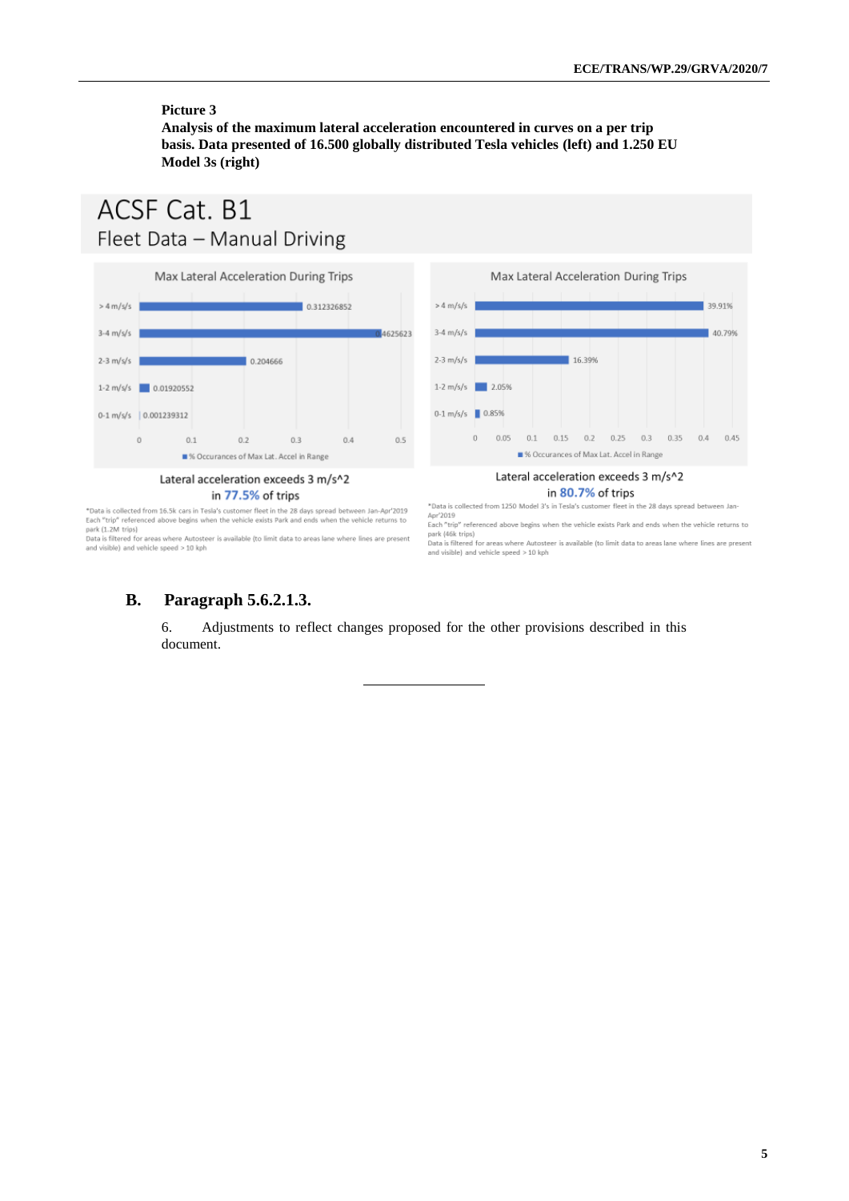**Picture 3**

**Analysis of the maximum lateral acceleration encountered in curves on a per trip basis. Data presented of 16.500 globally distributed Tesla vehicles (left) and 1.250 EU Model 3s (right)**

ACSF Cat. B1

Fleet Data – Manual Driving

Max Lateral Acceleration During Trips

> 4 m/s/s 0.312326852

3-4 m/s/s 0.4625623

2-3 m/s/s 0.204666

1-2 m/s/s 0.01920552

0-1 m/s/s 0.001239312

0 0.1 0.2 0.3 0.4 0.5

% Occurances of Max Lat. Accel in Range

Lateral acceleration exceeds 3 m/s^2 in 77.5% of trips

*Data is collected from 16.5k cars in Tesla's customer fleet in the 28 days spread between Jan-Apr'2019
Each "trip" referenced above begins when the vehicle exists Park and ends when the vehicle returns to park (1.2M trips)
Data is filtered for areas where Autosteer is available (to limit data to areas lane where lines are present and visible) and vehicle speed > 10 kph

Max Lateral Acceleration During Trips

> 4 m/s/s 39.91%

3-4 m/s/s 40.79%

2-3 m/s/s 16.39%

1-2 m/s/s 2.05%

0-1 m/s/s 0.85%

0 0.05 0.1 0.15 0.2 0.25 0.3 0.35 0.4 0.45

% Occurances of Max Lat. Accel in Range

Lateral acceleration exceeds 3 m/s^2 in 80.7% of trips

*Data is collected from 1250 Model 3's in Tesla's customer fleet in the 28 days spread between Jan-Apr'2019
Each "trip" referenced above begins when the vehicle exists Park and ends when the vehicle returns to park (46k trips)
Data is filtered for areas where Autosteer is available (to limit data to areas lane where lines are present and visible) and vehicle speed > 10 kph

## B. Paragraph 5.6.2.1.3.

6. Adjustments to reflect changes proposed for the other provisions described in this document.